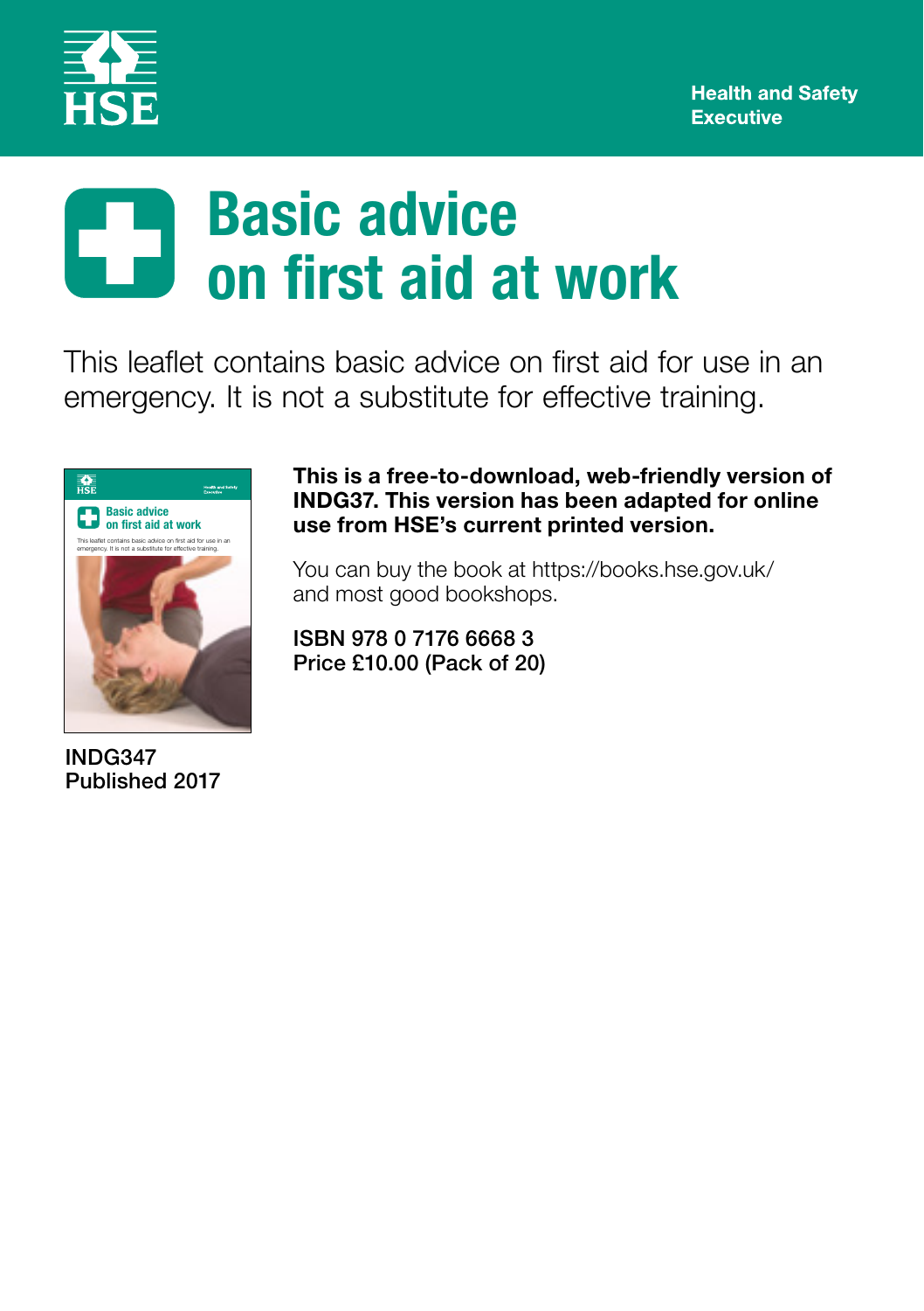Health and Safety Executive

# Basic advice on first aid at work

This leaflet contains basic advice on first aid for use in an emergency. It is not a substitute for effective training.

**This is a free-to-download, web-friendly version of INDG37. This version has been adapted for online use from HSE's current printed version.**

You can buy the book at https://books.hse.gov.uk/ and most good bookshops.

ISBN 978 0 7176 6668 3
Price £10.00 (Pack of 20)

INDG347
Published 2017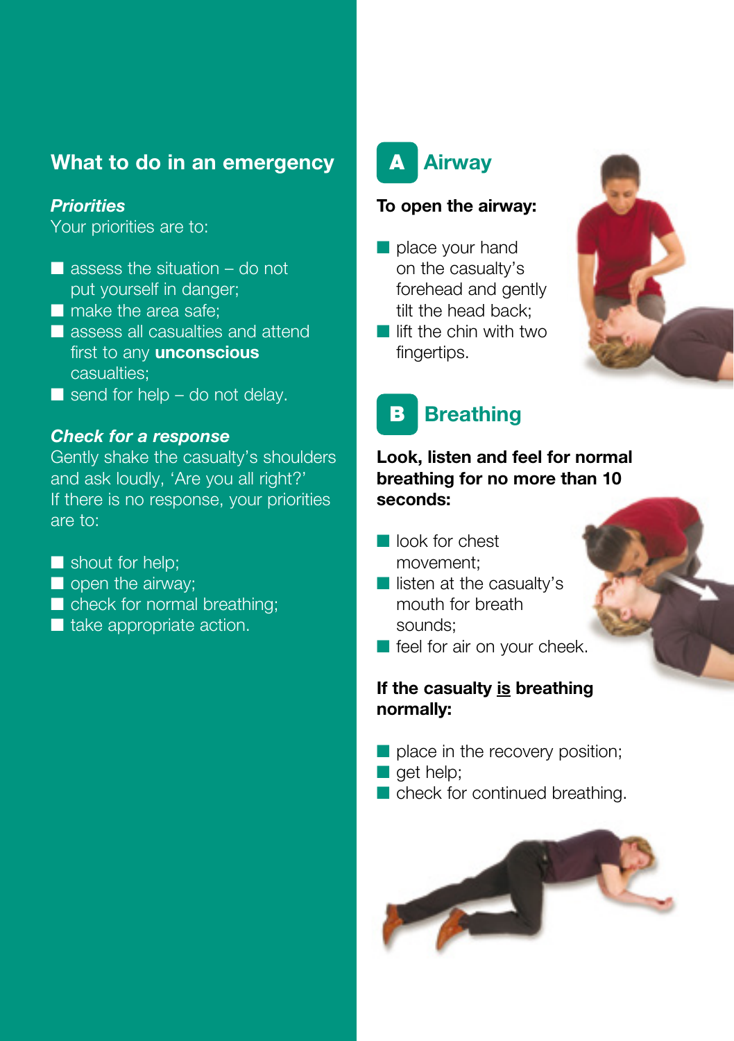## What to do in an emergency

***Priorities***

Your priorities are to:

- assess the situation – do not put yourself in danger;
- make the area safe;
- assess all casualties and attend first to any **unconscious** casualties;
- send for help – do not delay.

***Check for a response***

Gently shake the casualty's shoulders and ask loudly, 'Are you all right?' If there is no response, your priorities are to:

- shout for help;
- open the airway;
- check for normal breathing;
- take appropriate action.

## A Airway

**To open the airway:**

- place your hand on the casualty's forehead and gently tilt the head back;
- lift the chin with two fingertips.

## B Breathing

**Look, listen and feel for normal breathing for no more than 10 seconds:**

- look for chest movement;
- listen at the casualty's mouth for breath sounds;
- feel for air on your cheek.

**If the casualty <u>is</u> breathing normally:**

- place in the recovery position;
- get help;
- check for continued breathing.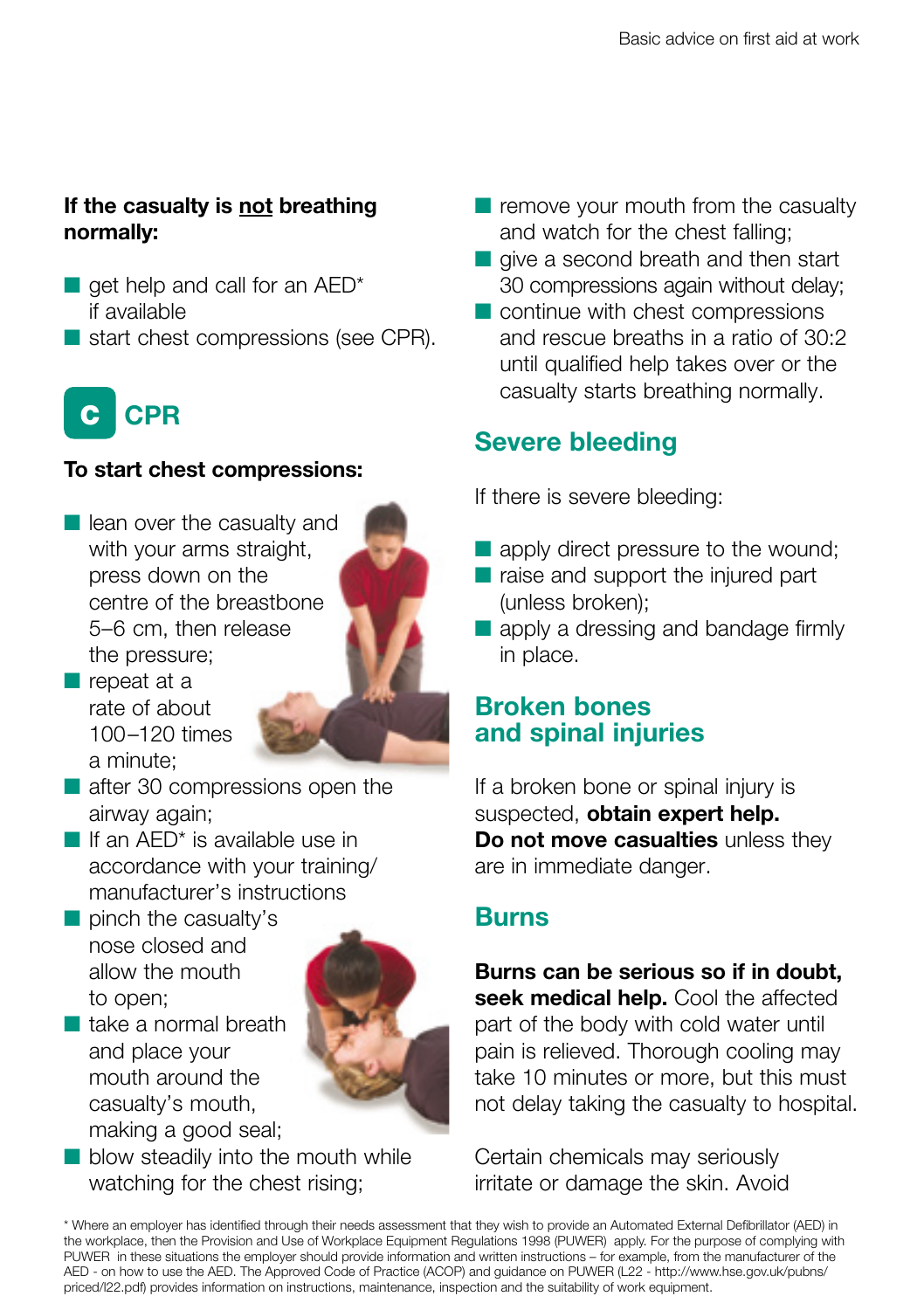**If the casualty is <u>not</u> breathing normally:**

- get help and call for an AED* if available
- start chest compressions (see CPR).

## C CPR

**To start chest compressions:**

- lean over the casualty and with your arms straight, press down on the centre of the breastbone 5–6 cm, then release the pressure;
- repeat at a rate of about 100–120 times a minute;
- after 30 compressions open the airway again;
- If an AED* is available use in accordance with your training/ manufacturer's instructions
- pinch the casualty's nose closed and allow the mouth to open;
- take a normal breath and place your mouth around the casualty's mouth, making a good seal;
- blow steadily into the mouth while watching for the chest rising;
- remove your mouth from the casualty and watch for the chest falling;
- give a second breath and then start 30 compressions again without delay;
- continue with chest compressions and rescue breaths in a ratio of 30:2 until qualified help takes over or the casualty starts breathing normally.

## Severe bleeding

If there is severe bleeding:

- apply direct pressure to the wound;
- raise and support the injured part (unless broken);
- apply a dressing and bandage firmly in place.

## Broken bones and spinal injuries

If a broken bone or spinal injury is suspected, **obtain expert help. Do not move casualties** unless they are in immediate danger.

## Burns

**Burns can be serious so if in doubt, seek medical help.** Cool the affected part of the body with cold water until pain is relieved. Thorough cooling may take 10 minutes or more, but this must not delay taking the casualty to hospital.

Certain chemicals may seriously irritate or damage the skin. Avoid

\* Where an employer has identified through their needs assessment that they wish to provide an Automated External Defibrillator (AED) in the workplace, then the Provision and Use of Workplace Equipment Regulations 1998 (PUWER) apply. For the purpose of complying with PUWER in these situations the employer should provide information and written instructions – for example, from the manufacturer of the AED - on how to use the AED. The Approved Code of Practice (ACOP) and guidance on PUWER (L22 - http://www.hse.gov.uk/pubns/priced/l22.pdf) provides information on instructions, maintenance, inspection and the suitability of work equipment.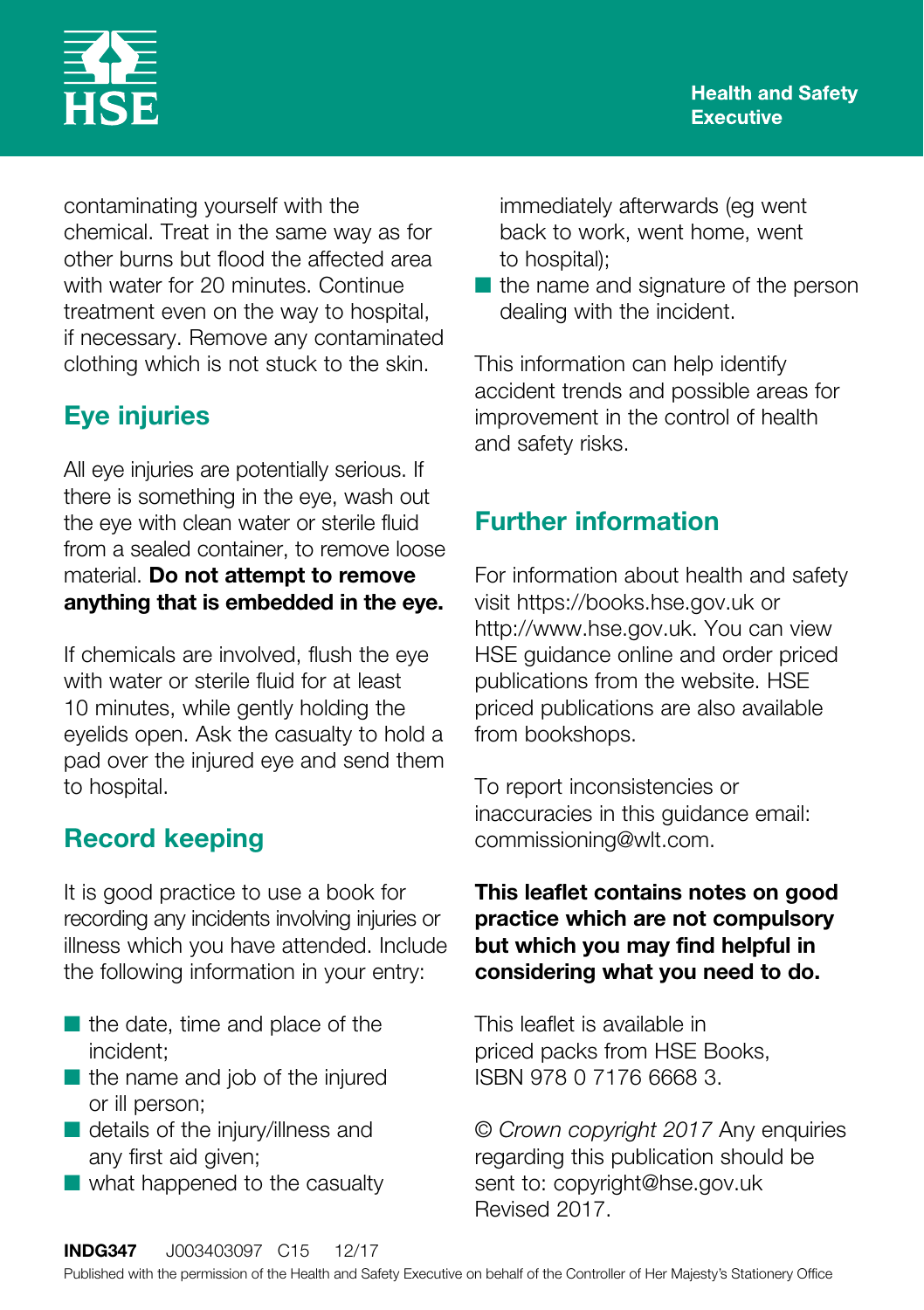contaminating yourself with the chemical. Treat in the same way as for other burns but flood the affected area with water for 20 minutes. Continue treatment even on the way to hospital, if necessary. Remove any contaminated clothing which is not stuck to the skin.

## Eye injuries

All eye injuries are potentially serious. If there is something in the eye, wash out the eye with clean water or sterile fluid from a sealed container, to remove loose material. **Do not attempt to remove anything that is embedded in the eye.**

If chemicals are involved, flush the eye with water or sterile fluid for at least 10 minutes, while gently holding the eyelids open. Ask the casualty to hold a pad over the injured eye and send them to hospital.

## Record keeping

It is good practice to use a book for recording any incidents involving injuries or illness which you have attended. Include the following information in your entry:

- the date, time and place of the incident;
- the name and job of the injured or ill person;
- details of the injury/illness and any first aid given;
- what happened to the casualty immediately afterwards (eg went back to work, went home, went to hospital);
- the name and signature of the person dealing with the incident.

This information can help identify accident trends and possible areas for improvement in the control of health and safety risks.

## Further information

For information about health and safety visit https://books.hse.gov.uk or http://www.hse.gov.uk. You can view HSE guidance online and order priced publications from the website. HSE priced publications are also available from bookshops.

To report inconsistencies or inaccuracies in this guidance email: commissioning@wlt.com.

**This leaflet contains notes on good practice which are not compulsory but which you may find helpful in considering what you need to do.**

This leaflet is available in priced packs from HSE Books, ISBN 978 0 7176 6668 3.

© *Crown copyright 2017* Any enquiries regarding this publication should be sent to: copyright@hse.gov.uk Revised 2017.

**INDG347** J003403097 C15 12/17

Published with the permission of the Health and Safety Executive on behalf of the Controller of Her Majesty's Stationery Office